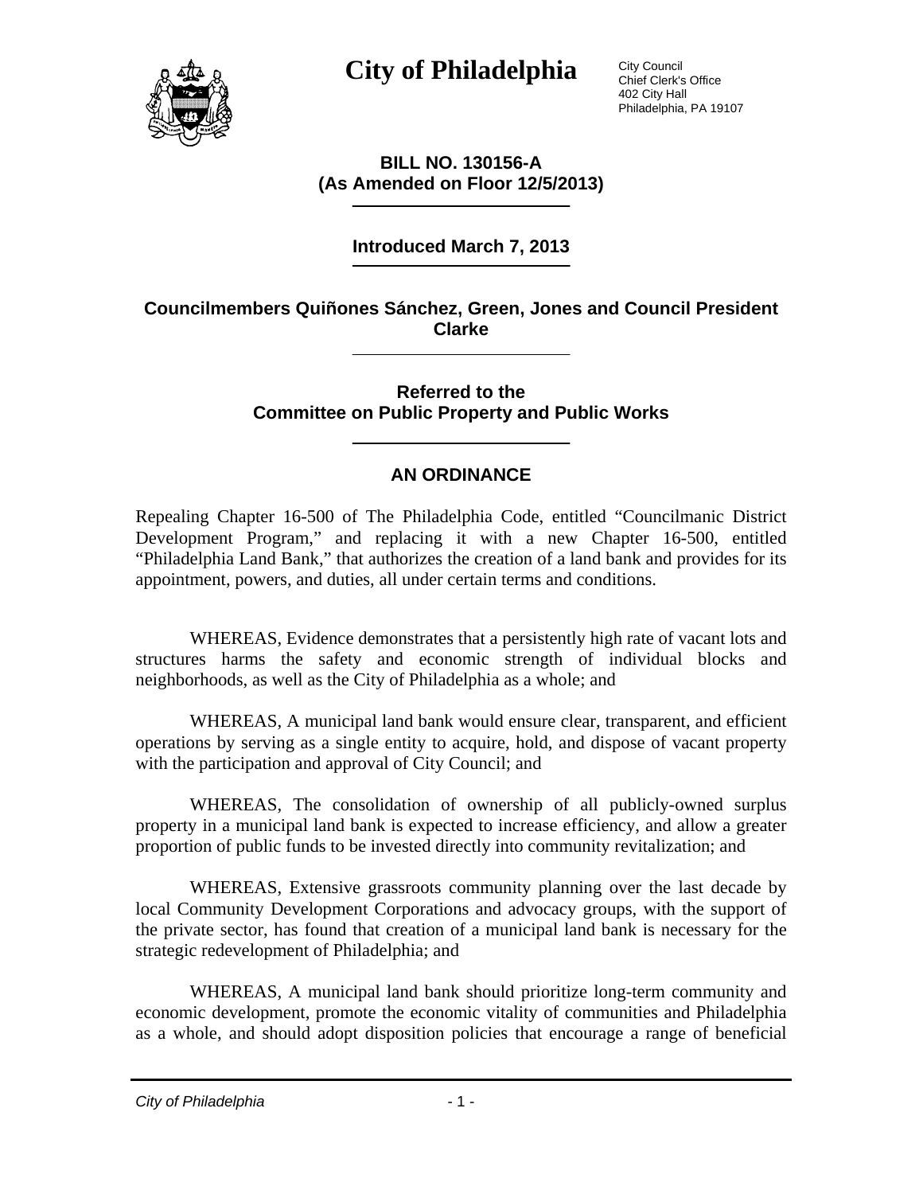# City of Philadelphia

City Council
Chief Clerk's Office
402 City Hall
Philadelphia, PA 19107

**BILL NO. 130156-A**
**(As Amended on Floor 12/5/2013)**

**Introduced March 7, 2013**

**Councilmembers Quiñones Sánchez, Green, Jones and Council President Clarke**

**Referred to the Committee on Public Property and Public Works**

## AN ORDINANCE

Repealing Chapter 16-500 of The Philadelphia Code, entitled "Councilmanic District Development Program," and replacing it with a new Chapter 16-500, entitled "Philadelphia Land Bank," that authorizes the creation of a land bank and provides for its appointment, powers, and duties, all under certain terms and conditions.

WHEREAS, Evidence demonstrates that a persistently high rate of vacant lots and structures harms the safety and economic strength of individual blocks and neighborhoods, as well as the City of Philadelphia as a whole; and

WHEREAS, A municipal land bank would ensure clear, transparent, and efficient operations by serving as a single entity to acquire, hold, and dispose of vacant property with the participation and approval of City Council; and

WHEREAS, The consolidation of ownership of all publicly-owned surplus property in a municipal land bank is expected to increase efficiency, and allow a greater proportion of public funds to be invested directly into community revitalization; and

WHEREAS, Extensive grassroots community planning over the last decade by local Community Development Corporations and advocacy groups, with the support of the private sector, has found that creation of a municipal land bank is necessary for the strategic redevelopment of Philadelphia; and

WHEREAS, A municipal land bank should prioritize long-term community and economic development, promote the economic vitality of communities and Philadelphia as a whole, and should adopt disposition policies that encourage a range of beneficial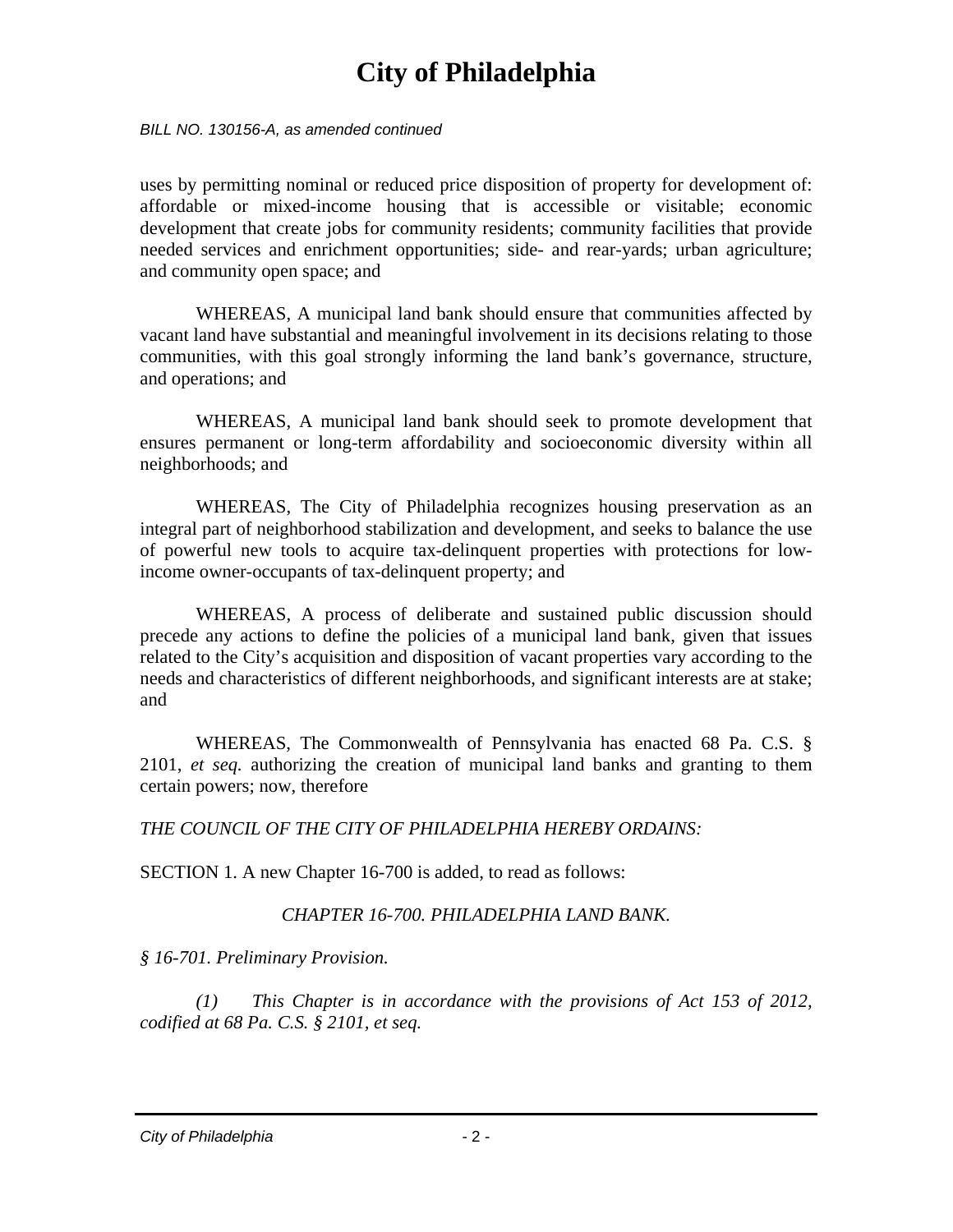uses by permitting nominal or reduced price disposition of property for development of: affordable or mixed-income housing that is accessible or visitable; economic development that create jobs for community residents; community facilities that provide needed services and enrichment opportunities; side- and rear-yards; urban agriculture; and community open space; and

WHEREAS, A municipal land bank should ensure that communities affected by vacant land have substantial and meaningful involvement in its decisions relating to those communities, with this goal strongly informing the land bank's governance, structure, and operations; and

WHEREAS, A municipal land bank should seek to promote development that ensures permanent or long-term affordability and socioeconomic diversity within all neighborhoods; and

WHEREAS, The City of Philadelphia recognizes housing preservation as an integral part of neighborhood stabilization and development, and seeks to balance the use of powerful new tools to acquire tax-delinquent properties with protections for low-income owner-occupants of tax-delinquent property; and

WHEREAS, A process of deliberate and sustained public discussion should precede any actions to define the policies of a municipal land bank, given that issues related to the City's acquisition and disposition of vacant properties vary according to the needs and characteristics of different neighborhoods, and significant interests are at stake; and

WHEREAS, The Commonwealth of Pennsylvania has enacted 68 Pa. C.S. § 2101, *et seq.* authorizing the creation of municipal land banks and granting to them certain powers; now, therefore

*THE COUNCIL OF THE CITY OF PHILADELPHIA HEREBY ORDAINS:*

SECTION 1. A new Chapter 16-700 is added, to read as follows:

*CHAPTER 16-700. PHILADELPHIA LAND BANK.*

*§ 16-701. Preliminary Provision.*

*(1) This Chapter is in accordance with the provisions of Act 153 of 2012, codified at 68 Pa. C.S. § 2101, et seq.*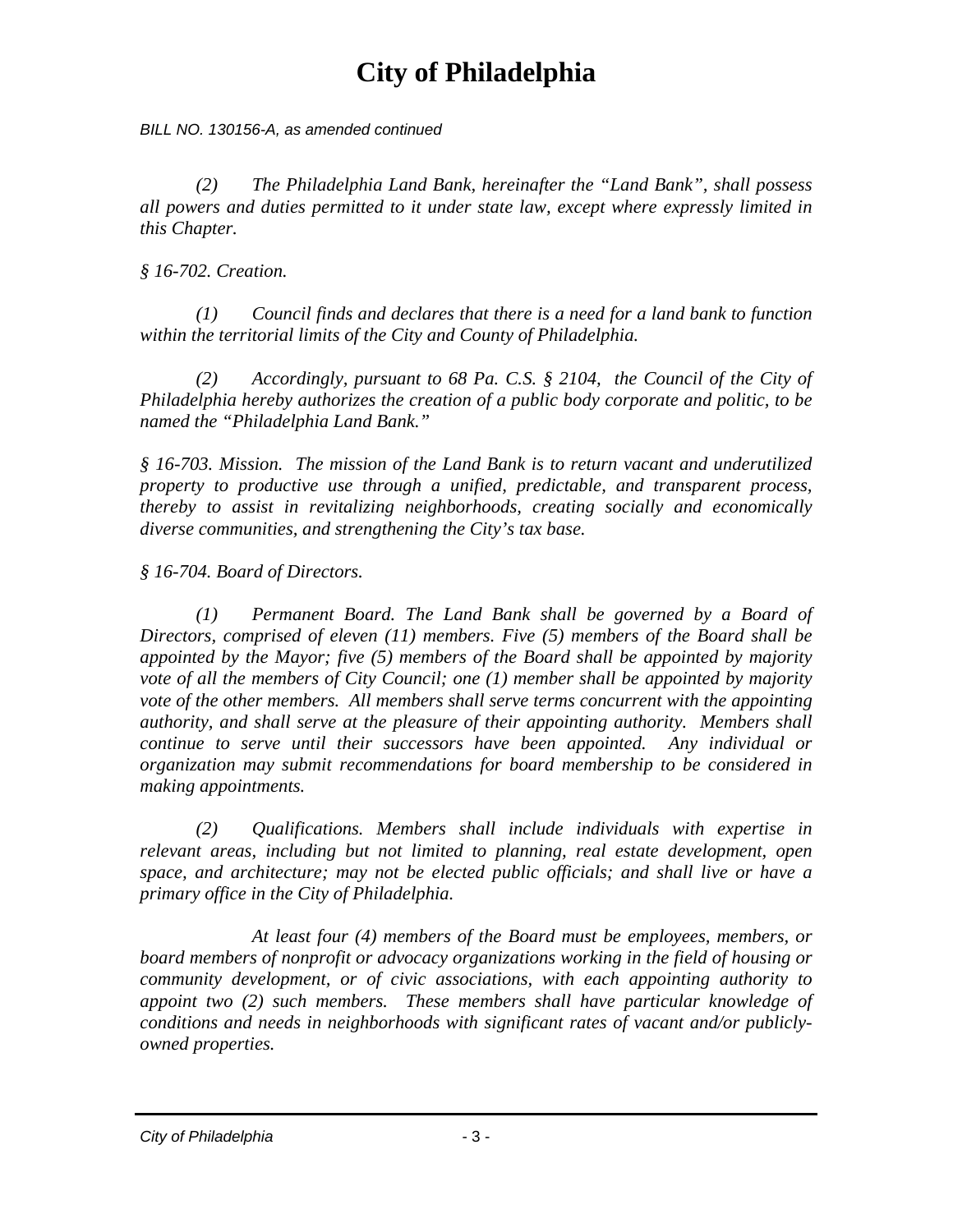*(2) The Philadelphia Land Bank, hereinafter the "Land Bank", shall possess all powers and duties permitted to it under state law, except where expressly limited in this Chapter.*

*§ 16-702. Creation.*

*(1) Council finds and declares that there is a need for a land bank to function within the territorial limits of the City and County of Philadelphia.*

*(2) Accordingly, pursuant to 68 Pa. C.S. § 2104, the Council of the City of Philadelphia hereby authorizes the creation of a public body corporate and politic, to be named the "Philadelphia Land Bank."*

*§ 16-703. Mission. The mission of the Land Bank is to return vacant and underutilized property to productive use through a unified, predictable, and transparent process, thereby to assist in revitalizing neighborhoods, creating socially and economically diverse communities, and strengthening the City's tax base.*

*§ 16-704. Board of Directors.*

*(1) Permanent Board. The Land Bank shall be governed by a Board of Directors, comprised of eleven (11) members. Five (5) members of the Board shall be appointed by the Mayor; five (5) members of the Board shall be appointed by majority vote of all the members of City Council; one (1) member shall be appointed by majority vote of the other members. All members shall serve terms concurrent with the appointing authority, and shall serve at the pleasure of their appointing authority. Members shall continue to serve until their successors have been appointed. Any individual or organization may submit recommendations for board membership to be considered in making appointments.*

*(2) Qualifications. Members shall include individuals with expertise in relevant areas, including but not limited to planning, real estate development, open space, and architecture; may not be elected public officials; and shall live or have a primary office in the City of Philadelphia.*

*At least four (4) members of the Board must be employees, members, or board members of nonprofit or advocacy organizations working in the field of housing or community development, or of civic associations, with each appointing authority to appoint two (2) such members. These members shall have particular knowledge of conditions and needs in neighborhoods with significant rates of vacant and/or publicly-owned properties.*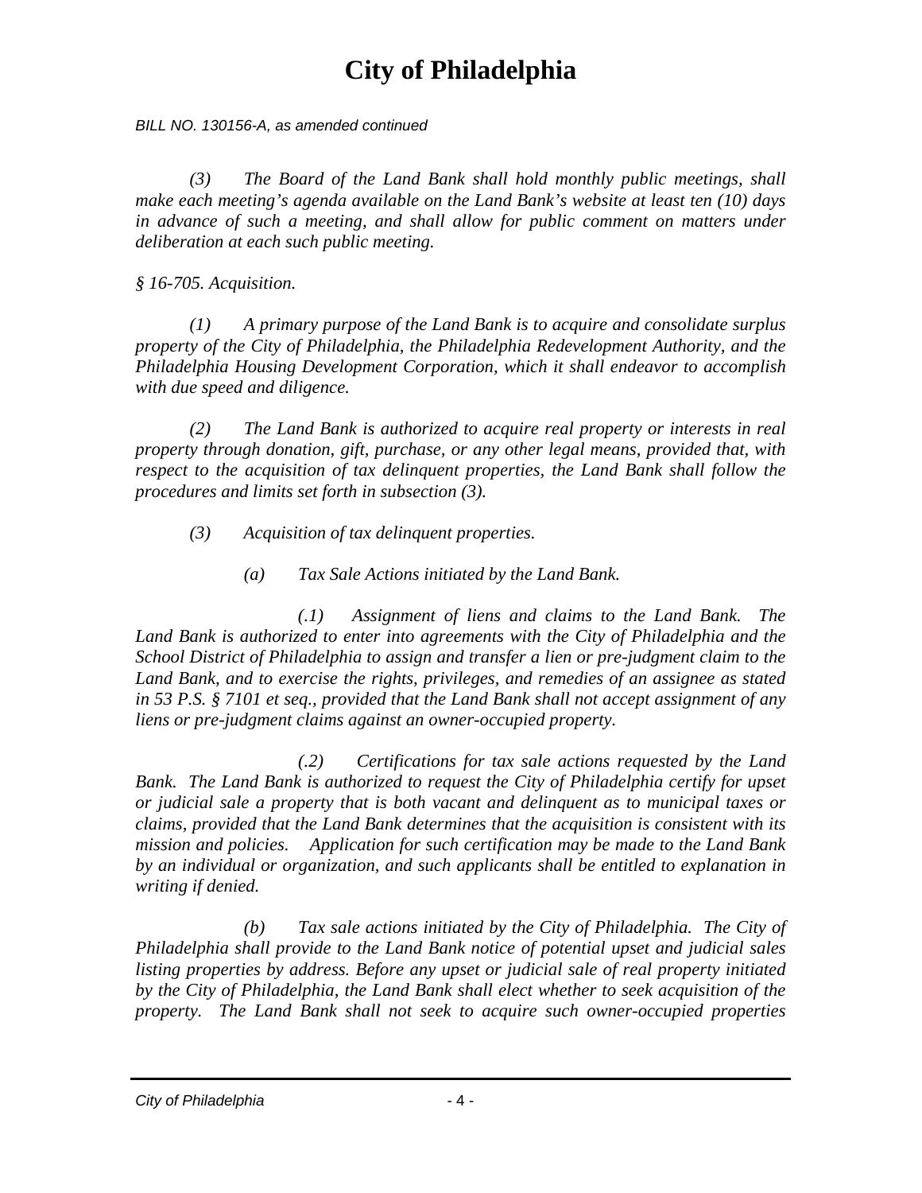*BILL NO. 130156-A, as amended continued*

*(3) The Board of the Land Bank shall hold monthly public meetings, shall make each meeting's agenda available on the Land Bank's website at least ten (10) days in advance of such a meeting, and shall allow for public comment on matters under deliberation at each such public meeting.*

*§ 16-705. Acquisition.*

*(1) A primary purpose of the Land Bank is to acquire and consolidate surplus property of the City of Philadelphia, the Philadelphia Redevelopment Authority, and the Philadelphia Housing Development Corporation, which it shall endeavor to accomplish with due speed and diligence.*

*(2) The Land Bank is authorized to acquire real property or interests in real property through donation, gift, purchase, or any other legal means, provided that, with respect to the acquisition of tax delinquent properties, the Land Bank shall follow the procedures and limits set forth in subsection (3).*

*(3) Acquisition of tax delinquent properties.*

*(a) Tax Sale Actions initiated by the Land Bank.*

*(.1) Assignment of liens and claims to the Land Bank. The Land Bank is authorized to enter into agreements with the City of Philadelphia and the School District of Philadelphia to assign and transfer a lien or pre-judgment claim to the Land Bank, and to exercise the rights, privileges, and remedies of an assignee as stated in 53 P.S. § 7101 et seq., provided that the Land Bank shall not accept assignment of any liens or pre-judgment claims against an owner-occupied property.*

*(.2) Certifications for tax sale actions requested by the Land Bank. The Land Bank is authorized to request the City of Philadelphia certify for upset or judicial sale a property that is both vacant and delinquent as to municipal taxes or claims, provided that the Land Bank determines that the acquisition is consistent with its mission and policies. Application for such certification may be made to the Land Bank by an individual or organization, and such applicants shall be entitled to explanation in writing if denied.*

*(b) Tax sale actions initiated by the City of Philadelphia. The City of Philadelphia shall provide to the Land Bank notice of potential upset and judicial sales listing properties by address. Before any upset or judicial sale of real property initiated by the City of Philadelphia, the Land Bank shall elect whether to seek acquisition of the property. The Land Bank shall not seek to acquire such owner-occupied properties*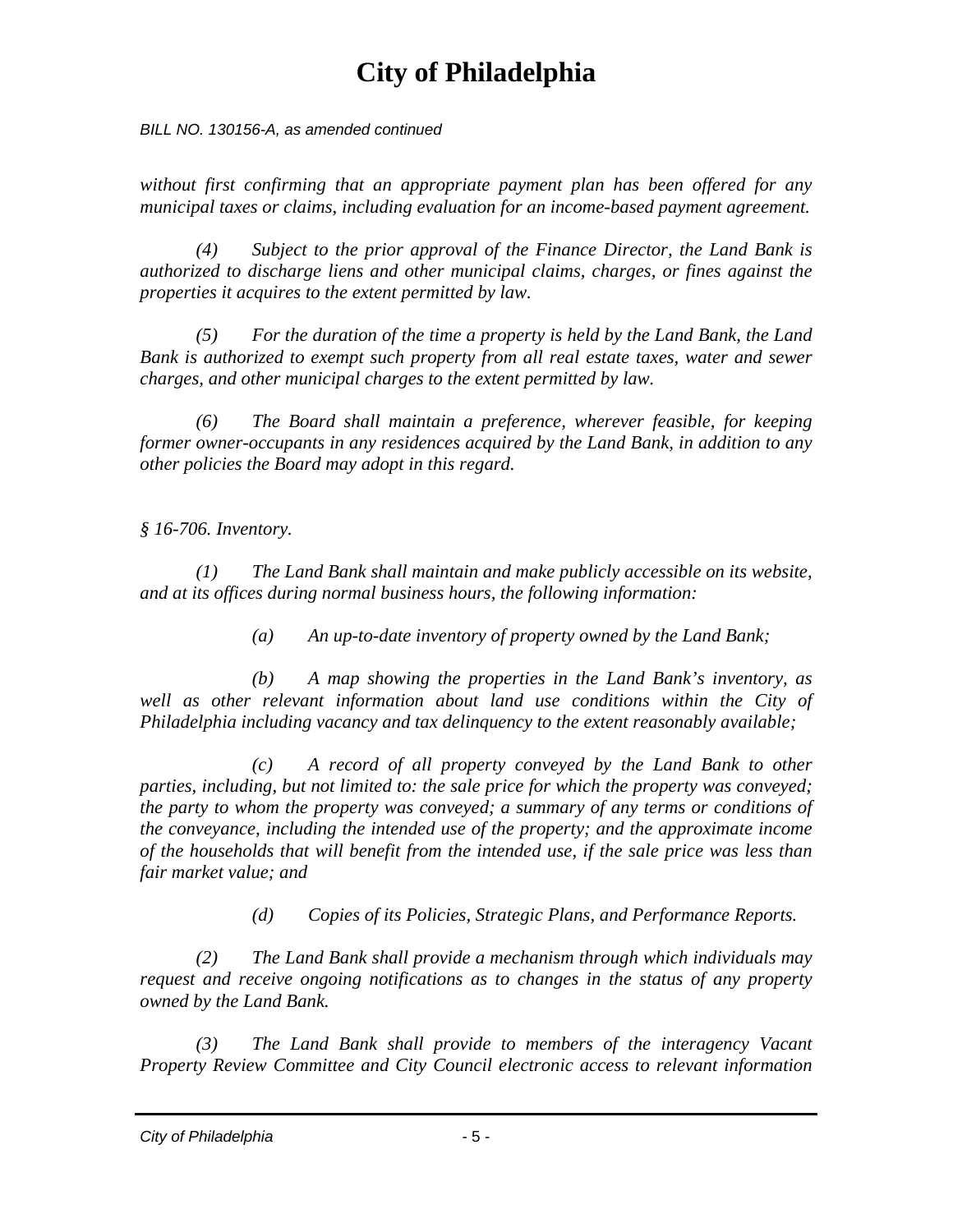*without first confirming that an appropriate payment plan has been offered for any municipal taxes or claims, including evaluation for an income-based payment agreement.*

*(4) Subject to the prior approval of the Finance Director, the Land Bank is authorized to discharge liens and other municipal claims, charges, or fines against the properties it acquires to the extent permitted by law.*

*(5) For the duration of the time a property is held by the Land Bank, the Land Bank is authorized to exempt such property from all real estate taxes, water and sewer charges, and other municipal charges to the extent permitted by law.*

*(6) The Board shall maintain a preference, wherever feasible, for keeping former owner-occupants in any residences acquired by the Land Bank, in addition to any other policies the Board may adopt in this regard.*

*§ 16-706. Inventory.*

*(1) The Land Bank shall maintain and make publicly accessible on its website, and at its offices during normal business hours, the following information:*

*(a) An up-to-date inventory of property owned by the Land Bank;*

*(b) A map showing the properties in the Land Bank's inventory, as well as other relevant information about land use conditions within the City of Philadelphia including vacancy and tax delinquency to the extent reasonably available;*

*(c) A record of all property conveyed by the Land Bank to other parties, including, but not limited to: the sale price for which the property was conveyed; the party to whom the property was conveyed; a summary of any terms or conditions of the conveyance, including the intended use of the property; and the approximate income of the households that will benefit from the intended use, if the sale price was less than fair market value; and*

*(d) Copies of its Policies, Strategic Plans, and Performance Reports.*

*(2) The Land Bank shall provide a mechanism through which individuals may request and receive ongoing notifications as to changes in the status of any property owned by the Land Bank.*

*(3) The Land Bank shall provide to members of the interagency Vacant Property Review Committee and City Council electronic access to relevant information*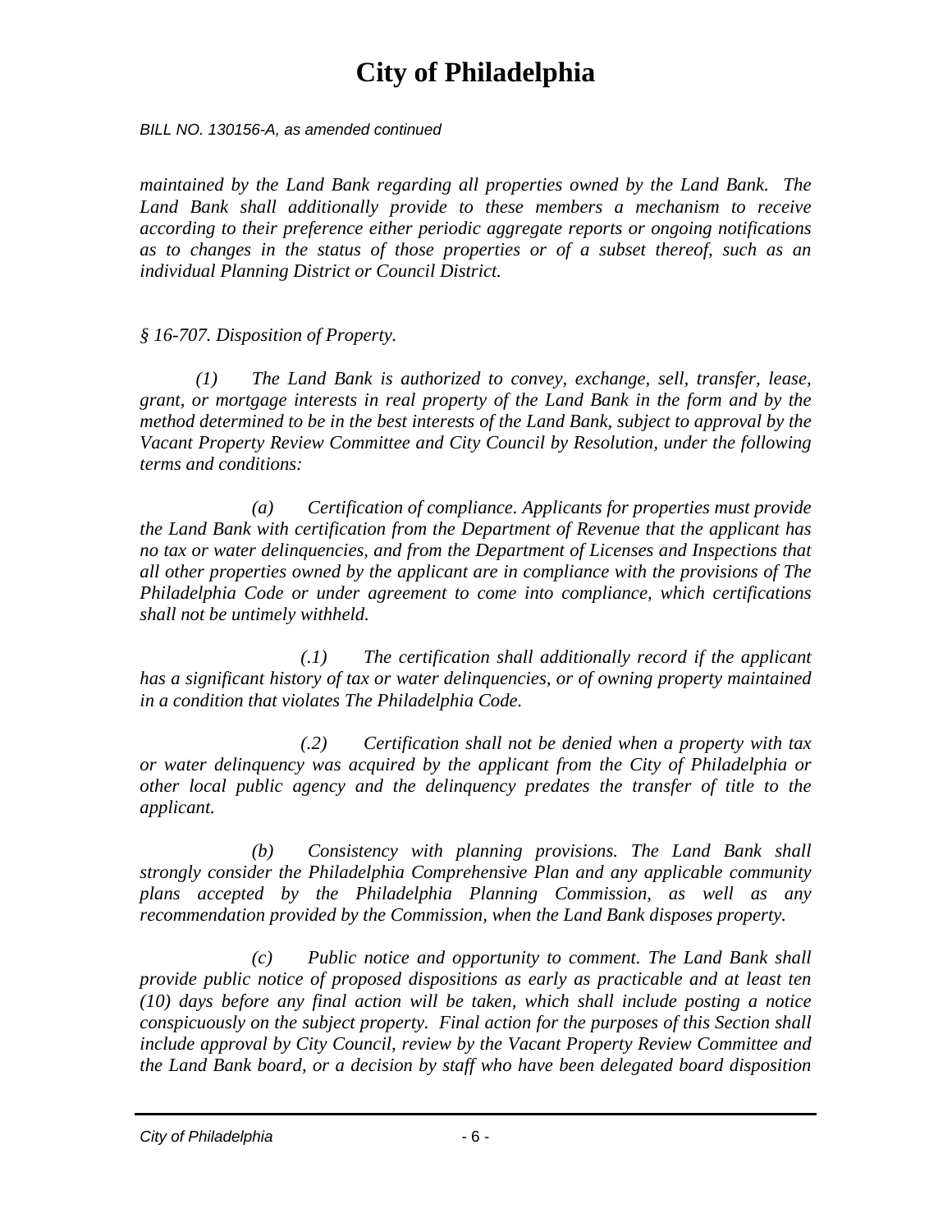*maintained by the Land Bank regarding all properties owned by the Land Bank. The Land Bank shall additionally provide to these members a mechanism to receive according to their preference either periodic aggregate reports or ongoing notifications as to changes in the status of those properties or of a subset thereof, such as an individual Planning District or Council District.*

*§ 16-707. Disposition of Property.*

*(1) The Land Bank is authorized to convey, exchange, sell, transfer, lease, grant, or mortgage interests in real property of the Land Bank in the form and by the method determined to be in the best interests of the Land Bank, subject to approval by the Vacant Property Review Committee and City Council by Resolution, under the following terms and conditions:*

*(a) Certification of compliance. Applicants for properties must provide the Land Bank with certification from the Department of Revenue that the applicant has no tax or water delinquencies, and from the Department of Licenses and Inspections that all other properties owned by the applicant are in compliance with the provisions of The Philadelphia Code or under agreement to come into compliance, which certifications shall not be untimely withheld.*

*(.1) The certification shall additionally record if the applicant has a significant history of tax or water delinquencies, or of owning property maintained in a condition that violates The Philadelphia Code.*

*(.2) Certification shall not be denied when a property with tax or water delinquency was acquired by the applicant from the City of Philadelphia or other local public agency and the delinquency predates the transfer of title to the applicant.*

*(b) Consistency with planning provisions. The Land Bank shall strongly consider the Philadelphia Comprehensive Plan and any applicable community plans accepted by the Philadelphia Planning Commission, as well as any recommendation provided by the Commission, when the Land Bank disposes property.*

*(c) Public notice and opportunity to comment. The Land Bank shall provide public notice of proposed dispositions as early as practicable and at least ten (10) days before any final action will be taken, which shall include posting a notice conspicuously on the subject property. Final action for the purposes of this Section shall include approval by City Council, review by the Vacant Property Review Committee and the Land Bank board, or a decision by staff who have been delegated board disposition*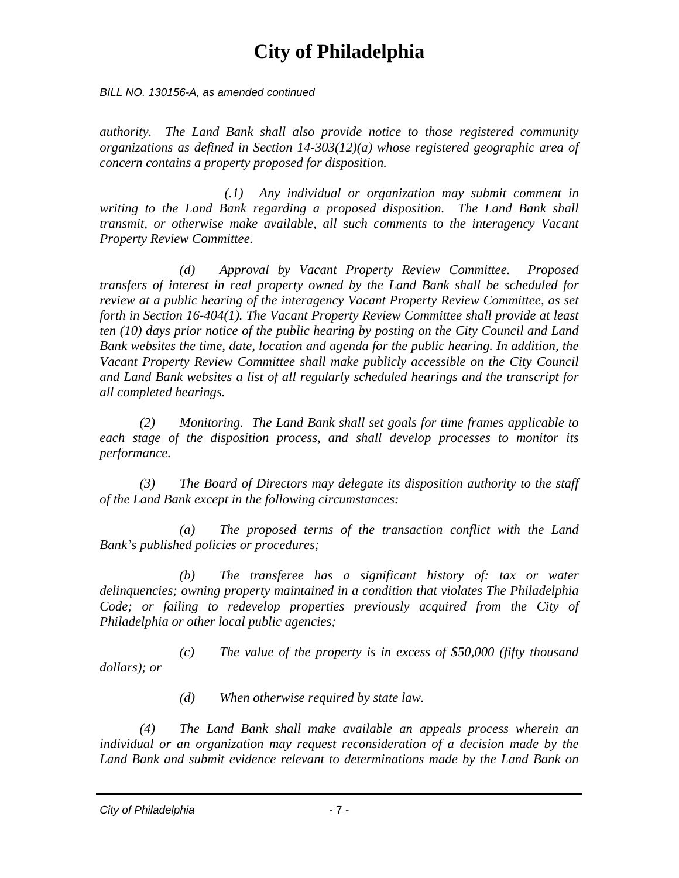*authority. The Land Bank shall also provide notice to those registered community organizations as defined in Section 14-303(12)(a) whose registered geographic area of concern contains a property proposed for disposition.*

*(.1) Any individual or organization may submit comment in writing to the Land Bank regarding a proposed disposition. The Land Bank shall transmit, or otherwise make available, all such comments to the interagency Vacant Property Review Committee.*

*(d) Approval by Vacant Property Review Committee. Proposed transfers of interest in real property owned by the Land Bank shall be scheduled for review at a public hearing of the interagency Vacant Property Review Committee, as set forth in Section 16-404(1). The Vacant Property Review Committee shall provide at least ten (10) days prior notice of the public hearing by posting on the City Council and Land Bank websites the time, date, location and agenda for the public hearing. In addition, the Vacant Property Review Committee shall make publicly accessible on the City Council and Land Bank websites a list of all regularly scheduled hearings and the transcript for all completed hearings.*

*(2) Monitoring. The Land Bank shall set goals for time frames applicable to each stage of the disposition process, and shall develop processes to monitor its performance.*

*(3) The Board of Directors may delegate its disposition authority to the staff of the Land Bank except in the following circumstances:*

*(a) The proposed terms of the transaction conflict with the Land Bank's published policies or procedures;*

*(b) The transferee has a significant history of: tax or water delinquencies; owning property maintained in a condition that violates The Philadelphia Code; or failing to redevelop properties previously acquired from the City of Philadelphia or other local public agencies;*

*(c) The value of the property is in excess of $50,000 (fifty thousand dollars); or*

*(d) When otherwise required by state law.*

*(4) The Land Bank shall make available an appeals process wherein an individual or an organization may request reconsideration of a decision made by the Land Bank and submit evidence relevant to determinations made by the Land Bank on*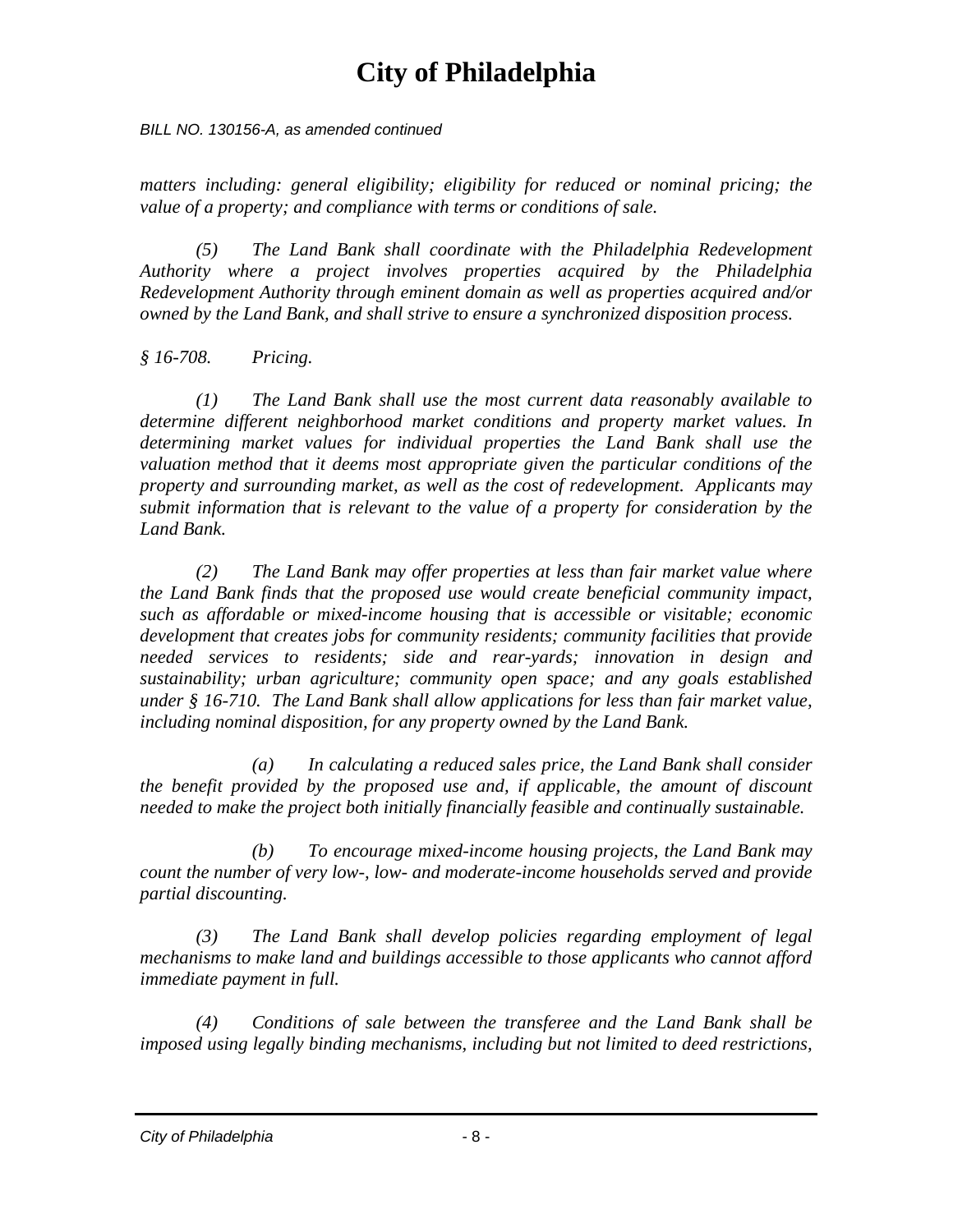*matters including: general eligibility; eligibility for reduced or nominal pricing; the value of a property; and compliance with terms or conditions of sale.*

*(5) The Land Bank shall coordinate with the Philadelphia Redevelopment Authority where a project involves properties acquired by the Philadelphia Redevelopment Authority through eminent domain as well as properties acquired and/or owned by the Land Bank, and shall strive to ensure a synchronized disposition process.*

*§ 16-708. Pricing.*

*(1) The Land Bank shall use the most current data reasonably available to determine different neighborhood market conditions and property market values. In determining market values for individual properties the Land Bank shall use the valuation method that it deems most appropriate given the particular conditions of the property and surrounding market, as well as the cost of redevelopment. Applicants may submit information that is relevant to the value of a property for consideration by the Land Bank.*

*(2) The Land Bank may offer properties at less than fair market value where the Land Bank finds that the proposed use would create beneficial community impact, such as affordable or mixed-income housing that is accessible or visitable; economic development that creates jobs for community residents; community facilities that provide needed services to residents; side and rear-yards; innovation in design and sustainability; urban agriculture; community open space; and any goals established under § 16-710. The Land Bank shall allow applications for less than fair market value, including nominal disposition, for any property owned by the Land Bank.*

*(a) In calculating a reduced sales price, the Land Bank shall consider the benefit provided by the proposed use and, if applicable, the amount of discount needed to make the project both initially financially feasible and continually sustainable.*

*(b) To encourage mixed-income housing projects, the Land Bank may count the number of very low-, low- and moderate-income households served and provide partial discounting.*

*(3) The Land Bank shall develop policies regarding employment of legal mechanisms to make land and buildings accessible to those applicants who cannot afford immediate payment in full.*

*(4) Conditions of sale between the transferee and the Land Bank shall be imposed using legally binding mechanisms, including but not limited to deed restrictions,*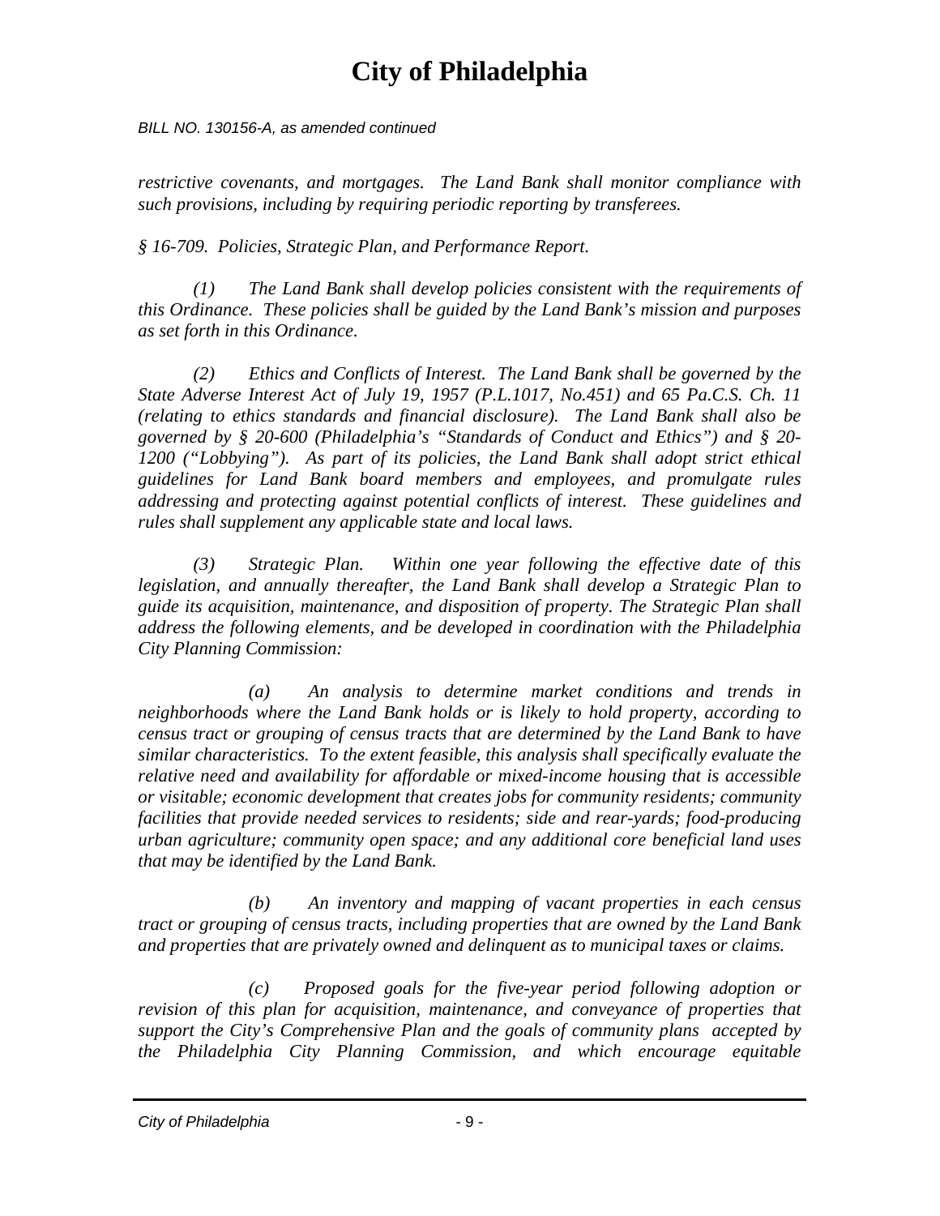*restrictive covenants, and mortgages. The Land Bank shall monitor compliance with such provisions, including by requiring periodic reporting by transferees.*

*§ 16-709. Policies, Strategic Plan, and Performance Report.*

*(1) The Land Bank shall develop policies consistent with the requirements of this Ordinance. These policies shall be guided by the Land Bank's mission and purposes as set forth in this Ordinance.*

*(2) Ethics and Conflicts of Interest. The Land Bank shall be governed by the State Adverse Interest Act of July 19, 1957 (P.L.1017, No.451) and 65 Pa.C.S. Ch. 11 (relating to ethics standards and financial disclosure). The Land Bank shall also be governed by § 20-600 (Philadelphia's "Standards of Conduct and Ethics") and § 20-1200 ("Lobbying"). As part of its policies, the Land Bank shall adopt strict ethical guidelines for Land Bank board members and employees, and promulgate rules addressing and protecting against potential conflicts of interest. These guidelines and rules shall supplement any applicable state and local laws.*

*(3) Strategic Plan. Within one year following the effective date of this legislation, and annually thereafter, the Land Bank shall develop a Strategic Plan to guide its acquisition, maintenance, and disposition of property. The Strategic Plan shall address the following elements, and be developed in coordination with the Philadelphia City Planning Commission:*

*(a) An analysis to determine market conditions and trends in neighborhoods where the Land Bank holds or is likely to hold property, according to census tract or grouping of census tracts that are determined by the Land Bank to have similar characteristics. To the extent feasible, this analysis shall specifically evaluate the relative need and availability for affordable or mixed-income housing that is accessible or visitable; economic development that creates jobs for community residents; community facilities that provide needed services to residents; side and rear-yards; food-producing urban agriculture; community open space; and any additional core beneficial land uses that may be identified by the Land Bank.*

*(b) An inventory and mapping of vacant properties in each census tract or grouping of census tracts, including properties that are owned by the Land Bank and properties that are privately owned and delinquent as to municipal taxes or claims.*

*(c) Proposed goals for the five-year period following adoption or revision of this plan for acquisition, maintenance, and conveyance of properties that support the City's Comprehensive Plan and the goals of community plans accepted by the Philadelphia City Planning Commission, and which encourage equitable*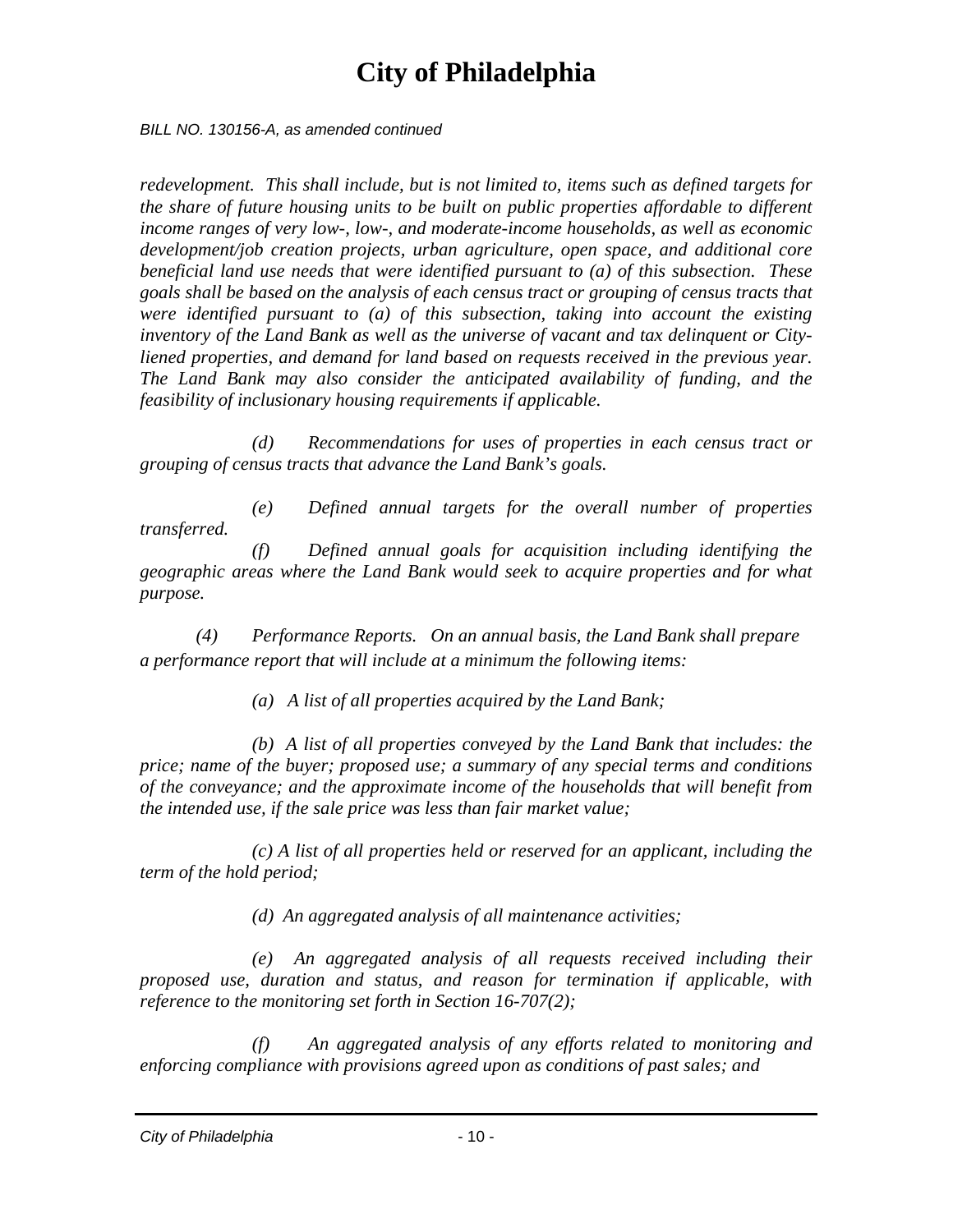*BILL NO. 130156-A, as amended continued*

*redevelopment. This shall include, but is not limited to, items such as defined targets for the share of future housing units to be built on public properties affordable to different income ranges of very low-, low-, and moderate-income households, as well as economic development/job creation projects, urban agriculture, open space, and additional core beneficial land use needs that were identified pursuant to (a) of this subsection. These goals shall be based on the analysis of each census tract or grouping of census tracts that were identified pursuant to (a) of this subsection, taking into account the existing inventory of the Land Bank as well as the universe of vacant and tax delinquent or City-liened properties, and demand for land based on requests received in the previous year. The Land Bank may also consider the anticipated availability of funding, and the feasibility of inclusionary housing requirements if applicable.*

*(d) Recommendations for uses of properties in each census tract or grouping of census tracts that advance the Land Bank's goals.*

*(e) Defined annual targets for the overall number of properties transferred.*

*(f) Defined annual goals for acquisition including identifying the geographic areas where the Land Bank would seek to acquire properties and for what purpose.*

*(4) Performance Reports. On an annual basis, the Land Bank shall prepare a performance report that will include at a minimum the following items:*

*(a) A list of all properties acquired by the Land Bank;*

*(b) A list of all properties conveyed by the Land Bank that includes: the price; name of the buyer; proposed use; a summary of any special terms and conditions of the conveyance; and the approximate income of the households that will benefit from the intended use, if the sale price was less than fair market value;*

*(c) A list of all properties held or reserved for an applicant, including the term of the hold period;*

*(d) An aggregated analysis of all maintenance activities;*

*(e) An aggregated analysis of all requests received including their proposed use, duration and status, and reason for termination if applicable, with reference to the monitoring set forth in Section 16-707(2);*

*(f) An aggregated analysis of any efforts related to monitoring and enforcing compliance with provisions agreed upon as conditions of past sales; and*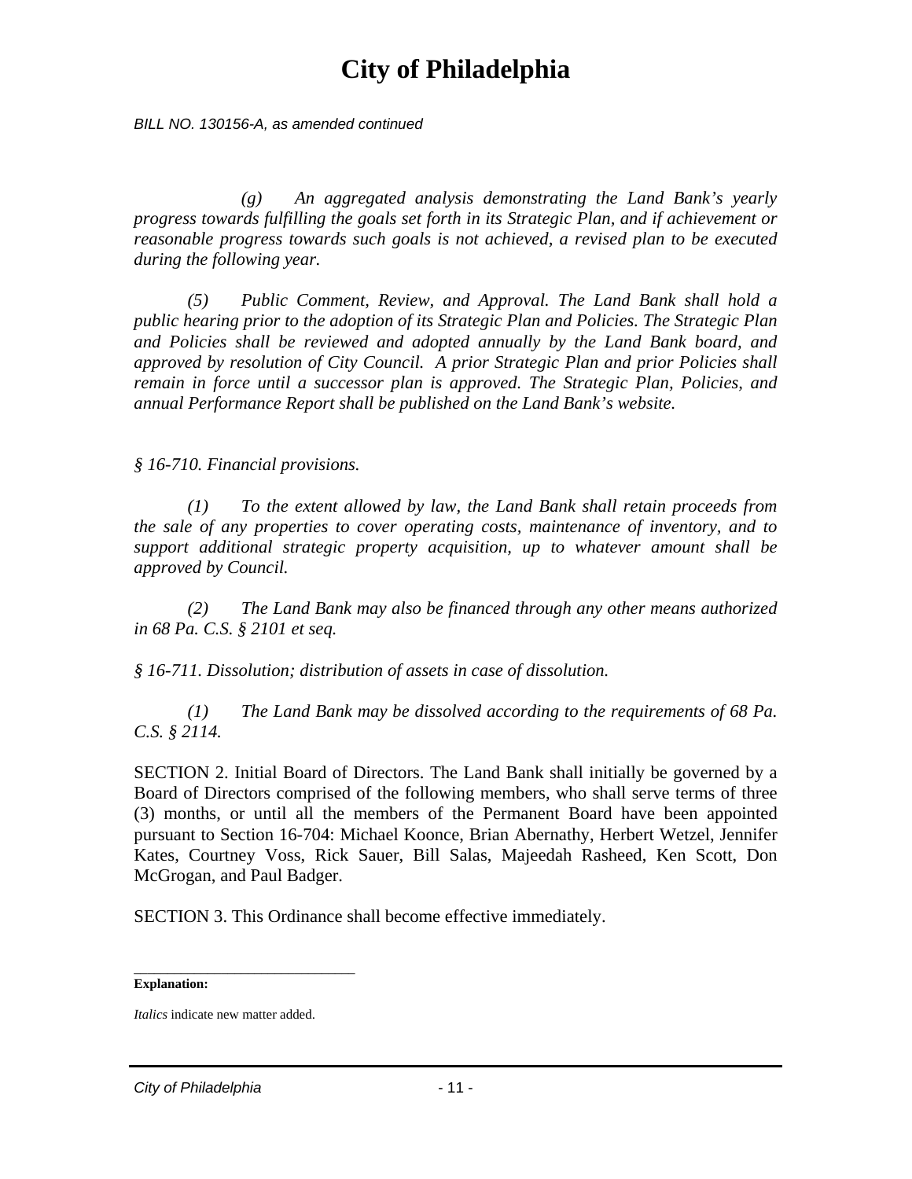BILL NO. 130156-A, as amended continued

*(g) An aggregated analysis demonstrating the Land Bank's yearly progress towards fulfilling the goals set forth in its Strategic Plan, and if achievement or reasonable progress towards such goals is not achieved, a revised plan to be executed during the following year.*

*(5) Public Comment, Review, and Approval. The Land Bank shall hold a public hearing prior to the adoption of its Strategic Plan and Policies. The Strategic Plan and Policies shall be reviewed and adopted annually by the Land Bank board, and approved by resolution of City Council. A prior Strategic Plan and prior Policies shall remain in force until a successor plan is approved. The Strategic Plan, Policies, and annual Performance Report shall be published on the Land Bank's website.*

*§ 16-710. Financial provisions.*

*(1) To the extent allowed by law, the Land Bank shall retain proceeds from the sale of any properties to cover operating costs, maintenance of inventory, and to support additional strategic property acquisition, up to whatever amount shall be approved by Council.*

*(2) The Land Bank may also be financed through any other means authorized in 68 Pa. C.S. § 2101 et seq.*

*§ 16-711. Dissolution; distribution of assets in case of dissolution.*

*(1) The Land Bank may be dissolved according to the requirements of 68 Pa. C.S. § 2114.*

SECTION 2. Initial Board of Directors. The Land Bank shall initially be governed by a Board of Directors comprised of the following members, who shall serve terms of three (3) months, or until all the members of the Permanent Board have been appointed pursuant to Section 16-704: Michael Koonce, Brian Abernathy, Herbert Wetzel, Jennifer Kates, Courtney Voss, Rick Sauer, Bill Salas, Majeedah Rasheed, Ken Scott, Don McGrogan, and Paul Badger.

SECTION 3. This Ordinance shall become effective immediately.

---

**Explanation:**

*Italics* indicate new matter added.